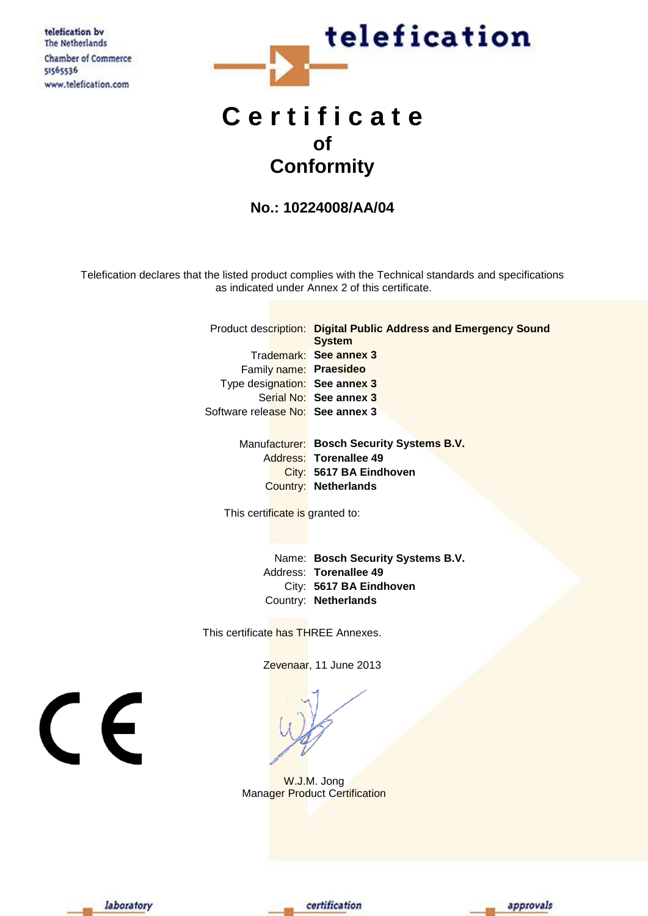telefication bv
The Netherlands
Chamber of Commerce
51565536
www.telefication.com

telefication

# Certificate of Conformity

## No.: 10224008/AA/04

Telefication declares that the listed product complies with the Technical standards and specifications as indicated under Annex 2 of this certificate.

| | |
|---|---|
| Product description: | **Digital Public Address and Emergency Sound System** |
| Trademark: | **See annex 3** |
| Family name: | **Praesideo** |
| Type designation: | **See annex 3** |
| Serial No: | **See annex 3** |
| Software release No: | **See annex 3** |

| | |
|---|---|
| Manufacturer: | **Bosch Security Systems B.V.** |
| Address: | **Torenallee 49** |
| City: | **5617 BA Eindhoven** |
| Country: | **Netherlands** |

This certificate is granted to:

| | |
|---|---|
| Name: | **Bosch Security Systems B.V.** |
| Address: | **Torenallee 49** |
| City: | **5617 BA Eindhoven** |
| Country: | **Netherlands** |

This certificate has THREE Annexes.

Zevenaar, 11 June 2013

CE

W.J.M. Jong
Manager Product Certification

laboratory certification approvals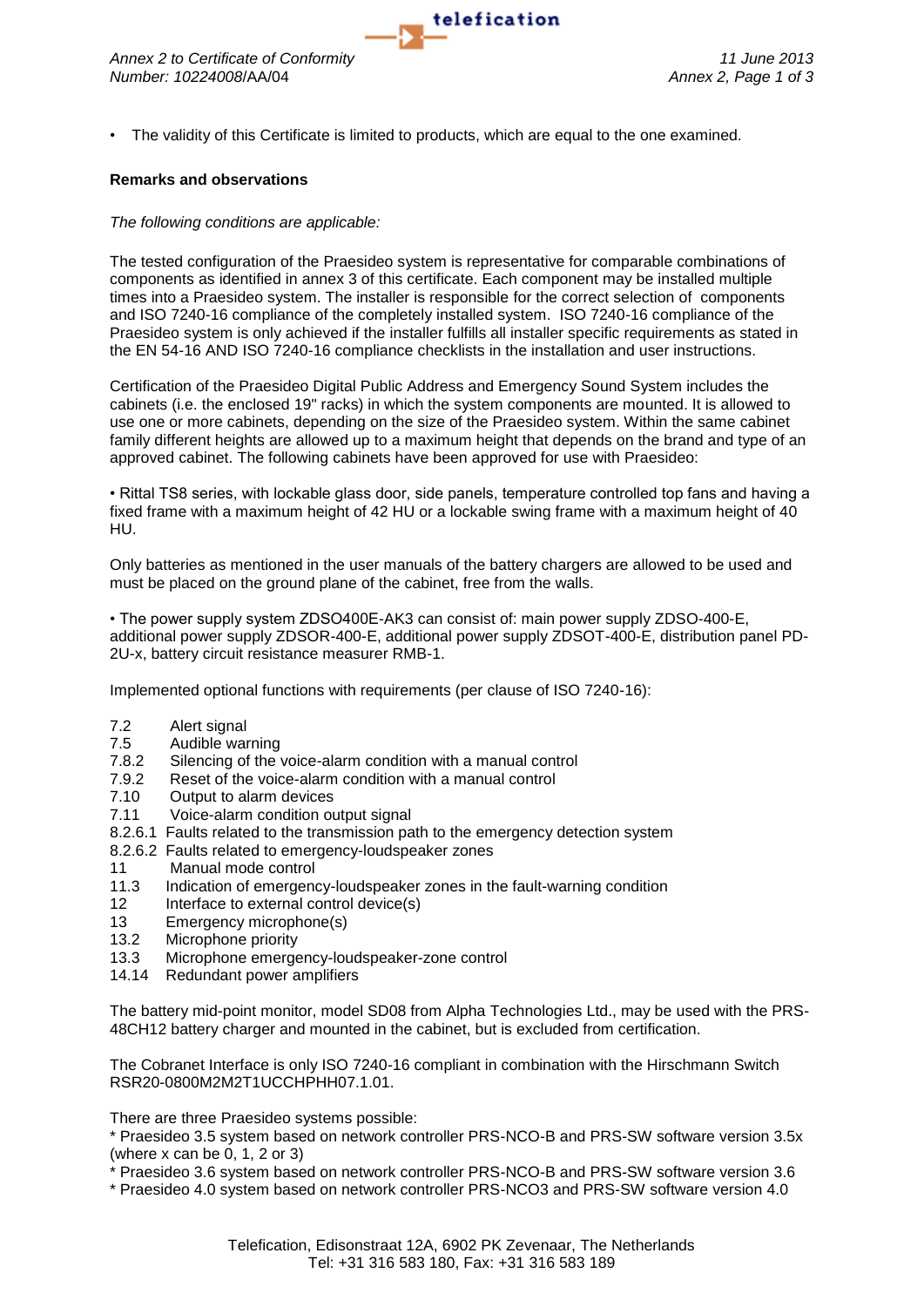- The validity of this Certificate is limited to products, which are equal to the one examined.

**Remarks and observations**

*The following conditions are applicable:*

The tested configuration of the Praesideo system is representative for comparable combinations of components as identified in annex 3 of this certificate. Each component may be installed multiple times into a Praesideo system. The installer is responsible for the correct selection of components and ISO 7240-16 compliance of the completely installed system. ISO 7240-16 compliance of the Praesideo system is only achieved if the installer fulfills all installer specific requirements as stated in the EN 54-16 AND ISO 7240-16 compliance checklists in the installation and user instructions.

Certification of the Praesideo Digital Public Address and Emergency Sound System includes the cabinets (i.e. the enclosed 19" racks) in which the system components are mounted. It is allowed to use one or more cabinets, depending on the size of the Praesideo system. Within the same cabinet family different heights are allowed up to a maximum height that depends on the brand and type of an approved cabinet. The following cabinets have been approved for use with Praesideo:

- Rittal TS8 series, with lockable glass door, side panels, temperature controlled top fans and having a fixed frame with a maximum height of 42 HU or a lockable swing frame with a maximum height of 40 HU.

Only batteries as mentioned in the user manuals of the battery chargers are allowed to be used and must be placed on the ground plane of the cabinet, free from the walls.

- The power supply system ZDSO400E-AK3 can consist of: main power supply ZDSO-400-E, additional power supply ZDSOR-400-E, additional power supply ZDSOT-400-E, distribution panel PD-2U-x, battery circuit resistance measurer RMB-1.

Implemented optional functions with requirements (per clause of ISO 7240-16):

- 7.2 Alert signal
- 7.5 Audible warning
- 7.8.2 Silencing of the voice-alarm condition with a manual control
- 7.9.2 Reset of the voice-alarm condition with a manual control
- 7.10 Output to alarm devices
- 7.11 Voice-alarm condition output signal
- 8.2.6.1 Faults related to the transmission path to the emergency detection system
- 8.2.6.2 Faults related to emergency-loudspeaker zones
- 11 Manual mode control
- 11.3 Indication of emergency-loudspeaker zones in the fault-warning condition
- 12 Interface to external control device(s)
- 13 Emergency microphone(s)
- 13.2 Microphone priority
- 13.3 Microphone emergency-loudspeaker-zone control
- 14.14 Redundant power amplifiers

The battery mid-point monitor, model SD08 from Alpha Technologies Ltd., may be used with the PRS-48CH12 battery charger and mounted in the cabinet, but is excluded from certification.

The Cobranet Interface is only ISO 7240-16 compliant in combination with the Hirschmann Switch RSR20-0800M2M2T1UCCHPHH07.1.01.

There are three Praesideo systems possible:
* Praesideo 3.5 system based on network controller PRS-NCO-B and PRS-SW software version 3.5x (where x can be 0, 1, 2 or 3)
* Praesideo 3.6 system based on network controller PRS-NCO-B and PRS-SW software version 3.6
* Praesideo 4.0 system based on network controller PRS-NCO3 and PRS-SW software version 4.0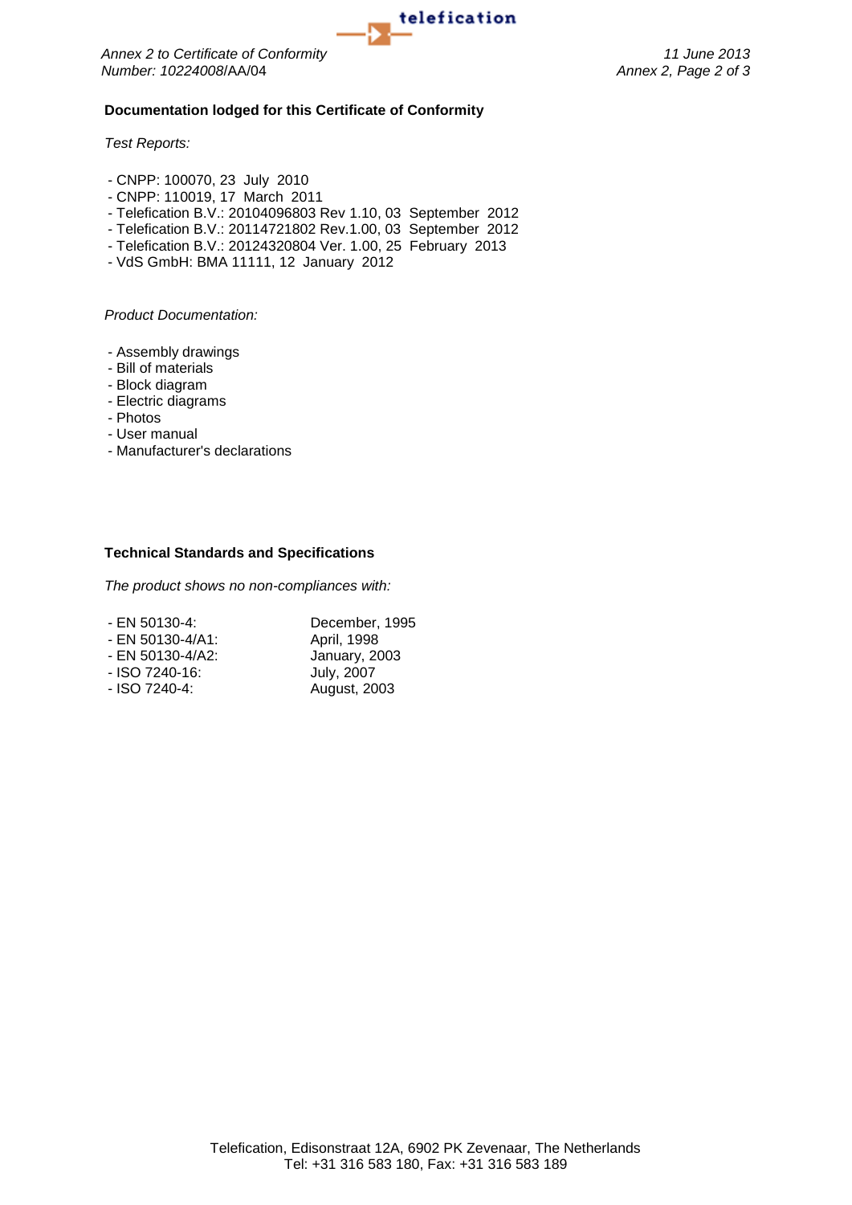### Documentation lodged for this Certificate of Conformity

*Test Reports:*

- CNPP: 100070, 23 July 2010
- CNPP: 110019, 17 March 2011
- Telefication B.V.: 20104096803 Rev 1.10, 03 September 2012
- Telefication B.V.: 20114721802 Rev.1.00, 03 September 2012
- Telefication B.V.: 20124320804 Ver. 1.00, 25 February 2013
- VdS GmbH: BMA 11111, 12 January 2012

*Product Documentation:*

- Assembly drawings
- Bill of materials
- Block diagram
- Electric diagrams
- Photos
- User manual
- Manufacturer's declarations

### Technical Standards and Specifications

*The product shows no non-compliances with:*

| | |
|---|---|
| - EN 50130-4: | December, 1995 |
| - EN 50130-4/A1: | April, 1998 |
| - EN 50130-4/A2: | January, 2003 |
| - ISO 7240-16: | July, 2007 |
| - ISO 7240-4: | August, 2003 |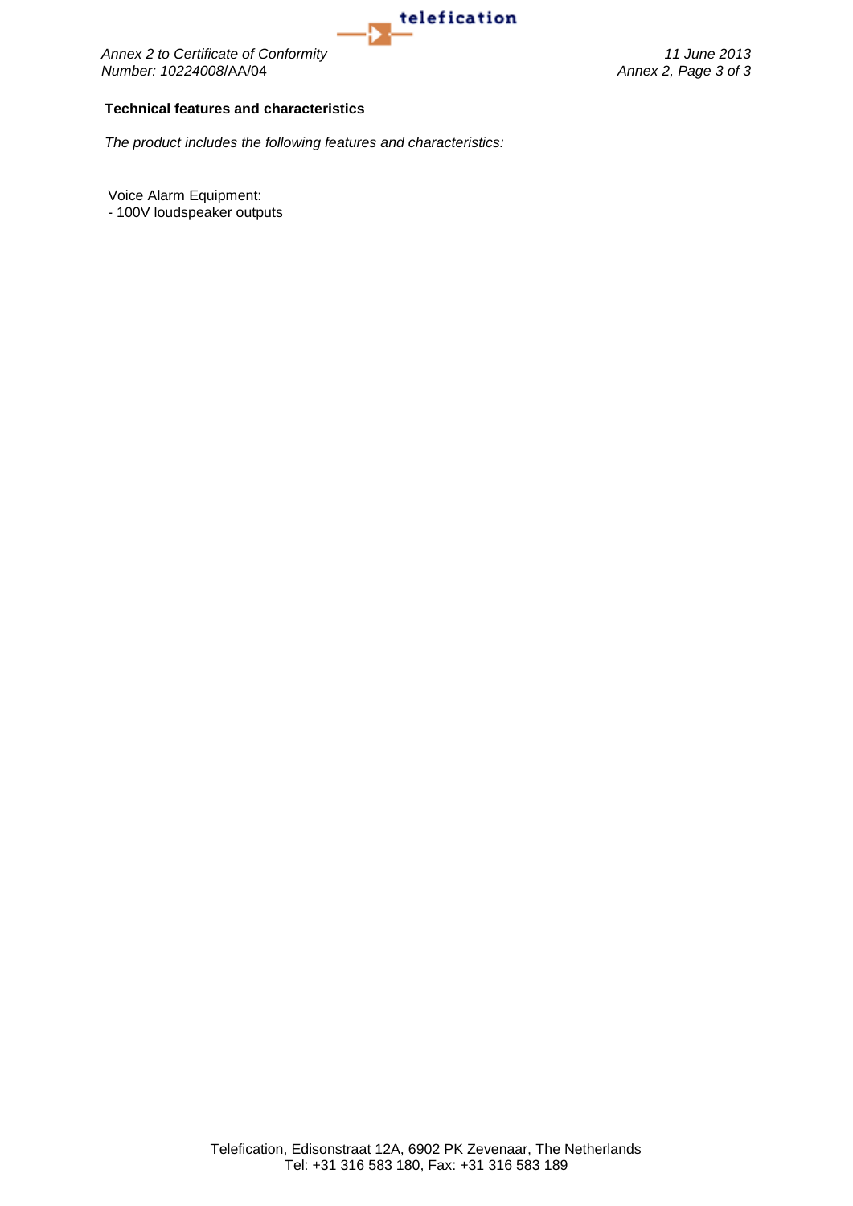**Technical features and characteristics**

*The product includes the following features and characteristics:*

Voice Alarm Equipment:
- 100V loudspeaker outputs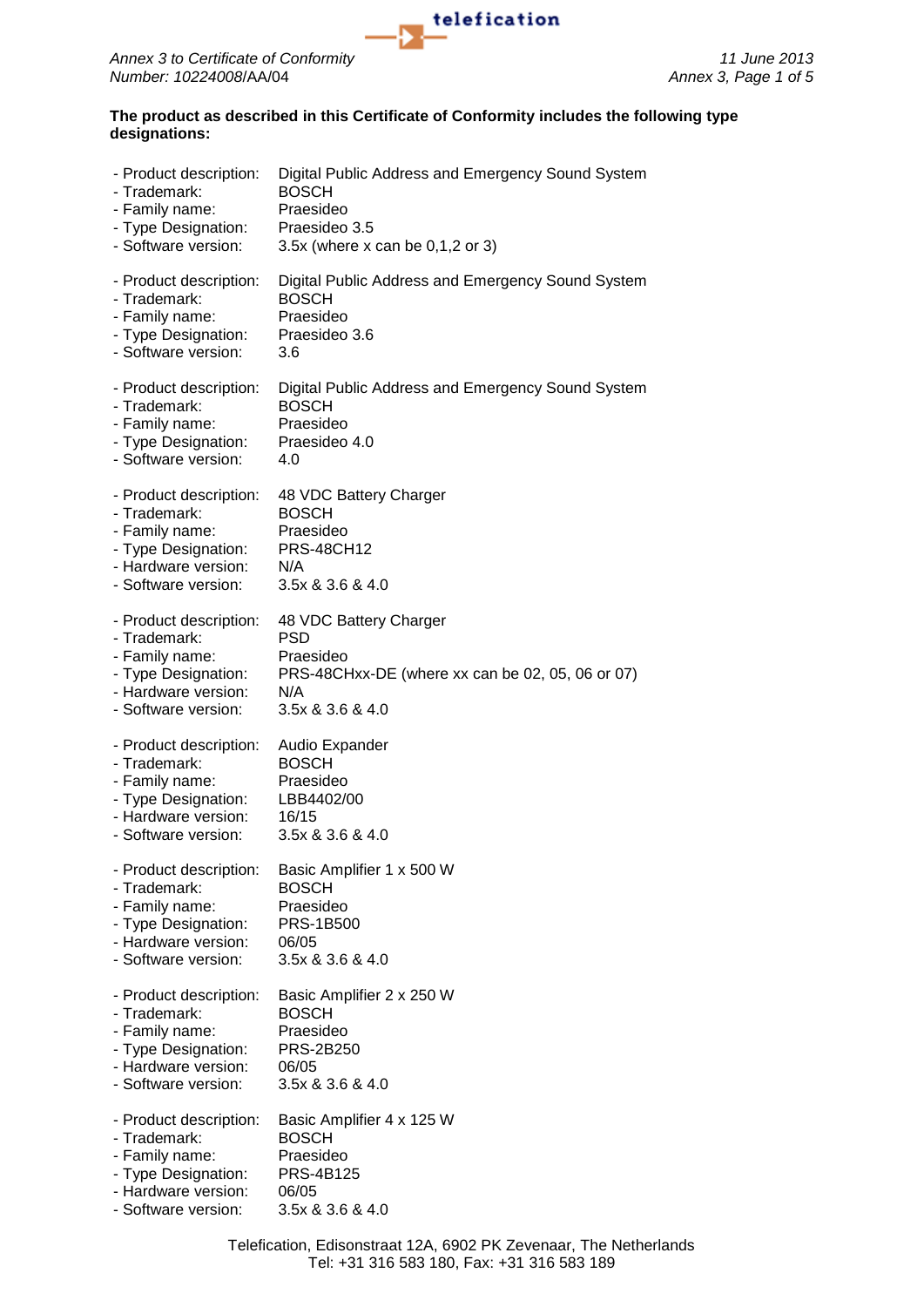**The product as described in this Certificate of Conformity includes the following type designations:**

- Product description: Digital Public Address and Emergency Sound System
- Trademark: BOSCH
- Family name: Praesideo
- Type Designation: Praesideo 3.5
- Software version: 3.5x (where x can be 0,1,2 or 3)

- Product description: Digital Public Address and Emergency Sound System
- Trademark: BOSCH
- Family name: Praesideo
- Type Designation: Praesideo 3.6
- Software version: 3.6

- Product description: Digital Public Address and Emergency Sound System
- Trademark: BOSCH
- Family name: Praesideo
- Type Designation: Praesideo 4.0
- Software version: 4.0

- Product description: 48 VDC Battery Charger
- Trademark: BOSCH
- Family name: Praesideo
- Type Designation: PRS-48CH12
- Hardware version: N/A
- Software version: 3.5x & 3.6 & 4.0

- Product description: 48 VDC Battery Charger
- Trademark: PSD
- Family name: Praesideo
- Type Designation: PRS-48CHxx-DE (where xx can be 02, 05, 06 or 07)
- Hardware version: N/A
- Software version: 3.5x & 3.6 & 4.0

- Product description: Audio Expander
- Trademark: BOSCH
- Family name: Praesideo
- Type Designation: LBB4402/00
- Hardware version: 16/15
- Software version: 3.5x & 3.6 & 4.0

- Product description: Basic Amplifier 1 x 500 W
- Trademark: BOSCH
- Family name: Praesideo
- Type Designation: PRS-1B500
- Hardware version: 06/05
- Software version: 3.5x & 3.6 & 4.0

- Product description: Basic Amplifier 2 x 250 W
- Trademark: BOSCH
- Family name: Praesideo
- Type Designation: PRS-2B250
- Hardware version: 06/05
- Software version: 3.5x & 3.6 & 4.0

- Product description: Basic Amplifier 4 x 125 W
- Trademark: BOSCH
- Family name: Praesideo
- Type Designation: PRS-4B125
- Hardware version: 06/05
- Software version: 3.5x & 3.6 & 4.0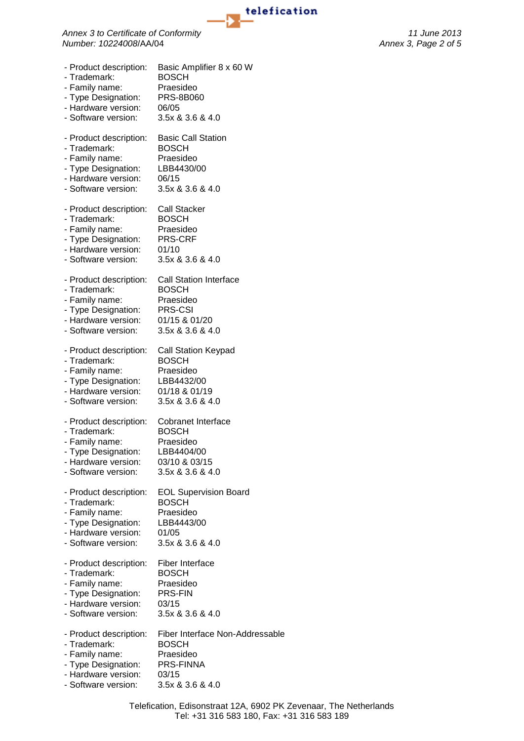- Product description: Basic Amplifier 8 x 60 W
- Trademark: BOSCH
- Family name: Praesideo
- Type Designation: PRS-8B060
- Hardware version: 06/05
- Software version: 3.5x & 3.6 & 4.0

- Product description: Basic Call Station
- Trademark: BOSCH
- Family name: Praesideo
- Type Designation: LBB4430/00
- Hardware version: 06/15
- Software version: 3.5x & 3.6 & 4.0

- Product description: Call Stacker
- Trademark: BOSCH
- Family name: Praesideo
- Type Designation: PRS-CRF
- Hardware version: 01/10
- Software version: 3.5x & 3.6 & 4.0

- Product description: Call Station Interface
- Trademark: BOSCH
- Family name: Praesideo
- Type Designation: PRS-CSI
- Hardware version: 01/15 & 01/20
- Software version: 3.5x & 3.6 & 4.0

- Product description: Call Station Keypad
- Trademark: BOSCH
- Family name: Praesideo
- Type Designation: LBB4432/00
- Hardware version: 01/18 & 01/19
- Software version: 3.5x & 3.6 & 4.0

- Product description: Cobranet Interface
- Trademark: BOSCH
- Family name: Praesideo
- Type Designation: LBB4404/00
- Hardware version: 03/10 & 03/15
- Software version: 3.5x & 3.6 & 4.0

- Product description: EOL Supervision Board
- Trademark: BOSCH
- Family name: Praesideo
- Type Designation: LBB4443/00
- Hardware version: 01/05
- Software version: 3.5x & 3.6 & 4.0

- Product description: Fiber Interface
- Trademark: BOSCH
- Family name: Praesideo
- Type Designation: PRS-FIN
- Hardware version: 03/15
- Software version: 3.5x & 3.6 & 4.0

- Product description: Fiber Interface Non-Addressable
- Trademark: BOSCH
- Family name: Praesideo
- Type Designation: PRS-FINNA
- Hardware version: 03/15
- Software version: 3.5x & 3.6 & 4.0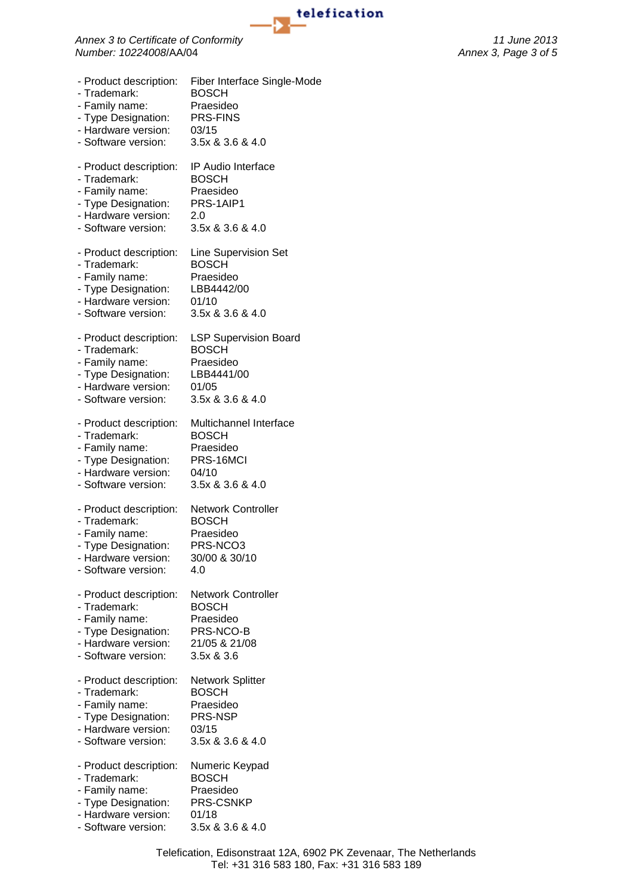- Product description: Fiber Interface Single-Mode
- Trademark: BOSCH
- Family name: Praesideo
- Type Designation: PRS-FINS
- Hardware version: 03/15
- Software version: 3.5x & 3.6 & 4.0

- Product description: IP Audio Interface
- Trademark: BOSCH
- Family name: Praesideo
- Type Designation: PRS-1AIP1
- Hardware version: 2.0
- Software version: 3.5x & 3.6 & 4.0

- Product description: Line Supervision Set
- Trademark: BOSCH
- Family name: Praesideo
- Type Designation: LBB4442/00
- Hardware version: 01/10
- Software version: 3.5x & 3.6 & 4.0

- Product description: LSP Supervision Board
- Trademark: BOSCH
- Family name: Praesideo
- Type Designation: LBB4441/00
- Hardware version: 01/05
- Software version: 3.5x & 3.6 & 4.0

- Product description: Multichannel Interface
- Trademark: BOSCH
- Family name: Praesideo
- Type Designation: PRS-16MCI
- Hardware version: 04/10
- Software version: 3.5x & 3.6 & 4.0

- Product description: Network Controller
- Trademark: BOSCH
- Family name: Praesideo
- Type Designation: PRS-NCO3
- Hardware version: 30/00 & 30/10
- Software version: 4.0

- Product description: Network Controller
- Trademark: BOSCH
- Family name: Praesideo
- Type Designation: PRS-NCO-B
- Hardware version: 21/05 & 21/08
- Software version: 3.5x & 3.6

- Product description: Network Splitter
- Trademark: BOSCH
- Family name: Praesideo
- Type Designation: PRS-NSP
- Hardware version: 03/15
- Software version: 3.5x & 3.6 & 4.0

- Product description: Numeric Keypad
- Trademark: BOSCH
- Family name: Praesideo
- Type Designation: PRS-CSNKP
- Hardware version: 01/18
- Software version: 3.5x & 3.6 & 4.0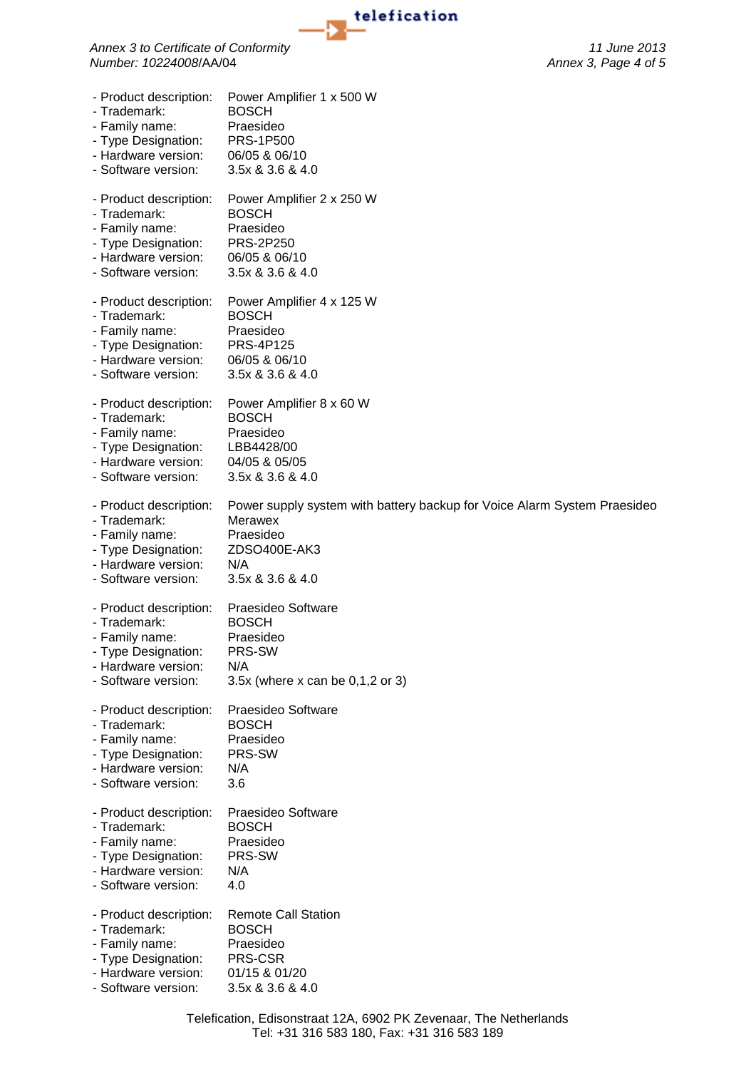- Product description: Power Amplifier 1 x 500 W
- Trademark: BOSCH
- Family name: Praesideo
- Type Designation: PRS-1P500
- Hardware version: 06/05 & 06/10
- Software version: 3.5x & 3.6 & 4.0

- Product description: Power Amplifier 2 x 250 W
- Trademark: BOSCH
- Family name: Praesideo
- Type Designation: PRS-2P250
- Hardware version: 06/05 & 06/10
- Software version: 3.5x & 3.6 & 4.0

- Product description: Power Amplifier 4 x 125 W
- Trademark: BOSCH
- Family name: Praesideo
- Type Designation: PRS-4P125
- Hardware version: 06/05 & 06/10
- Software version: 3.5x & 3.6 & 4.0

- Product description: Power Amplifier 8 x 60 W
- Trademark: BOSCH
- Family name: Praesideo
- Type Designation: LBB4428/00
- Hardware version: 04/05 & 05/05
- Software version: 3.5x & 3.6 & 4.0

- Product description: Power supply system with battery backup for Voice Alarm System Praesideo
- Trademark: Merawex
- Family name: Praesideo
- Type Designation: ZDSO400E-AK3
- Hardware version: N/A
- Software version: 3.5x & 3.6 & 4.0

- Product description: Praesideo Software
- Trademark: BOSCH
- Family name: Praesideo
- Type Designation: PRS-SW
- Hardware version: N/A
- Software version: 3.5x (where x can be 0,1,2 or 3)

- Product description: Praesideo Software
- Trademark: BOSCH
- Family name: Praesideo
- Type Designation: PRS-SW
- Hardware version: N/A
- Software version: 3.6

- Product description: Praesideo Software
- Trademark: BOSCH
- Family name: Praesideo
- Type Designation: PRS-SW
- Hardware version: N/A
- Software version: 4.0

- Product description: Remote Call Station
- Trademark: BOSCH
- Family name: Praesideo
- Type Designation: PRS-CSR
- Hardware version: 01/15 & 01/20
- Software version: 3.5x & 3.6 & 4.0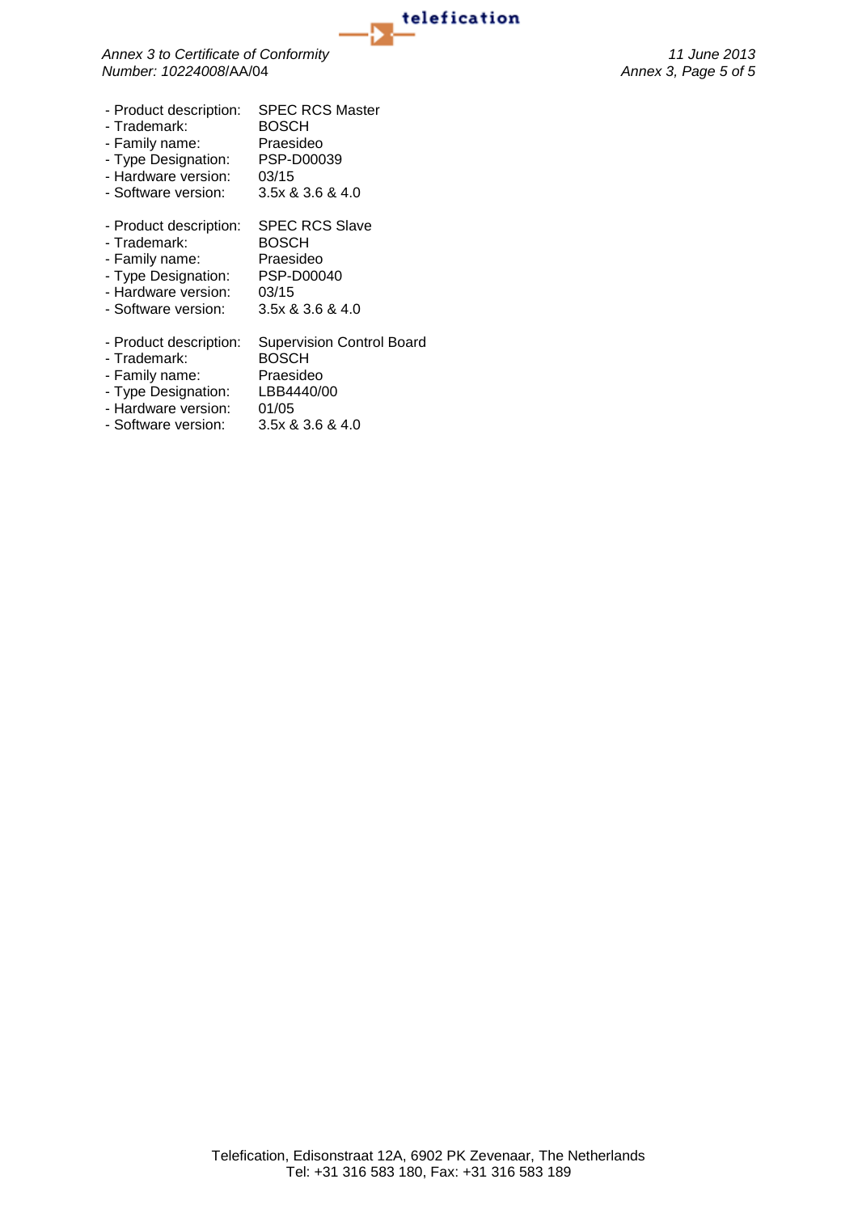- Product description: SPEC RCS Master
- Trademark: BOSCH
- Family name: Praesideo
- Type Designation: PSP-D00039
- Hardware version: 03/15
- Software version: 3.5x & 3.6 & 4.0

- Product description: SPEC RCS Slave
- Trademark: BOSCH
- Family name: Praesideo
- Type Designation: PSP-D00040
- Hardware version: 03/15
- Software version: 3.5x & 3.6 & 4.0

- Product description: Supervision Control Board
- Trademark: BOSCH
- Family name: Praesideo
- Type Designation: LBB4440/00
- Hardware version: 01/05
- Software version: 3.5x & 3.6 & 4.0